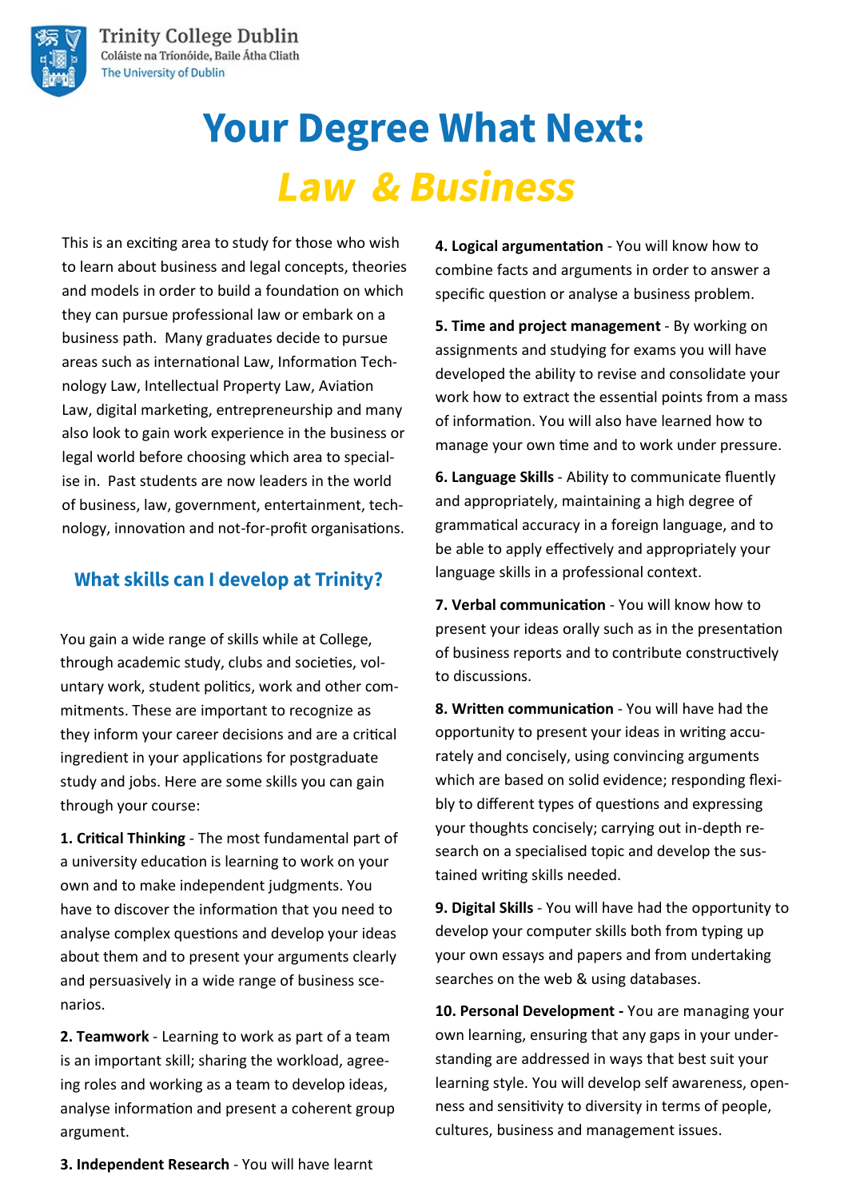Trinity College Dublin
Coláiste na Tríonóide, Baile Átha Cliath
The University of Dublin

# Your Degree What Next: *Law & Business*

This is an exciting area to study for those who wish to learn about business and legal concepts, theories and models in order to build a foundation on which they can pursue professional law or embark on a business path. Many graduates decide to pursue areas such as international Law, Information Technology Law, Intellectual Property Law, Aviation Law, digital marketing, entrepreneurship and many also look to gain work experience in the business or legal world before choosing which area to specialise in. Past students are now leaders in the world of business, law, government, entertainment, technology, innovation and not-for-profit organisations.

## What skills can I develop at Trinity?

You gain a wide range of skills while at College, through academic study, clubs and societies, voluntary work, student politics, work and other commitments. These are important to recognize as they inform your career decisions and are a critical ingredient in your applications for postgraduate study and jobs. Here are some skills you can gain through your course:

**1. Critical Thinking** - The most fundamental part of a university education is learning to work on your own and to make independent judgments. You have to discover the information that you need to analyse complex questions and develop your ideas about them and to present your arguments clearly and persuasively in a wide range of business scenarios.

**2. Teamwork** - Learning to work as part of a team is an important skill; sharing the workload, agreeing roles and working as a team to develop ideas, analyse information and present a coherent group argument.

**3. Independent Research** - You will have learnt

**4. Logical argumentation** - You will know how to combine facts and arguments in order to answer a specific question or analyse a business problem.

**5. Time and project management** - By working on assignments and studying for exams you will have developed the ability to revise and consolidate your work how to extract the essential points from a mass of information. You will also have learned how to manage your own time and to work under pressure.

**6. Language Skills** - Ability to communicate fluently and appropriately, maintaining a high degree of grammatical accuracy in a foreign language, and to be able to apply effectively and appropriately your language skills in a professional context.

**7. Verbal communication** - You will know how to present your ideas orally such as in the presentation of business reports and to contribute constructively to discussions.

**8. Written communication** - You will have had the opportunity to present your ideas in writing accurately and concisely, using convincing arguments which are based on solid evidence; responding flexibly to different types of questions and expressing your thoughts concisely; carrying out in-depth research on a specialised topic and develop the sustained writing skills needed.

**9. Digital Skills** - You will have had the opportunity to develop your computer skills both from typing up your own essays and papers and from undertaking searches on the web & using databases.

**10. Personal Development -** You are managing your own learning, ensuring that any gaps in your understanding are addressed in ways that best suit your learning style. You will develop self awareness, openness and sensitivity to diversity in terms of people, cultures, business and management issues.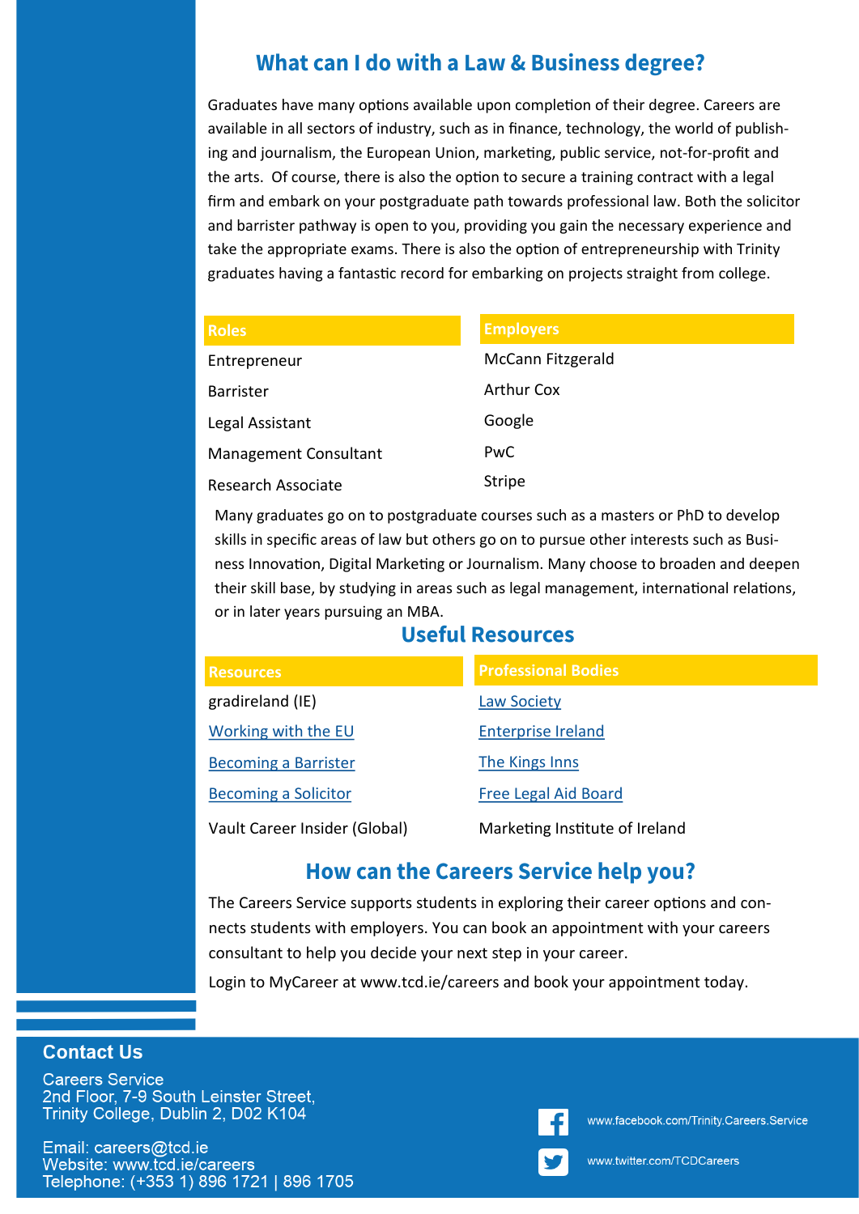## What can I do with a Law & Business degree?

Graduates have many options available upon completion of their degree. Careers are available in all sectors of industry, such as in finance, technology, the world of publishing and journalism, the European Union, marketing, public service, not-for-profit and the arts. Of course, there is also the option to secure a training contract with a legal firm and embark on your postgraduate path towards professional law. Both the solicitor and barrister pathway is open to you, providing you gain the necessary experience and take the appropriate exams. There is also the option of entrepreneurship with Trinity graduates having a fantastic record for embarking on projects straight from college.

| Roles | Employers |
|---|---|
| Entrepreneur | McCann Fitzgerald |
| Barrister | Arthur Cox |
| Legal Assistant | Google |
| Management Consultant | PwC |
| Research Associate | Stripe |

Many graduates go on to postgraduate courses such as a masters or PhD to develop skills in specific areas of law but others go on to pursue other interests such as Business Innovation, Digital Marketing or Journalism. Many choose to broaden and deepen their skill base, by studying in areas such as legal management, international relations, or in later years pursuing an MBA.

## Useful Resources

| Resources | Professional Bodies |
|---|---|
| gradireland (IE) | Law Society |
| Working with the EU | Enterprise Ireland |
| Becoming a Barrister | The Kings Inns |
| Becoming a Solicitor | Free Legal Aid Board |
| Vault Career Insider (Global) | Marketing Institute of Ireland |

## How can the Careers Service help you?

The Careers Service supports students in exploring their career options and connects students with employers. You can book an appointment with your careers consultant to help you decide your next step in your career.

Login to MyCareer at www.tcd.ie/careers and book your appointment today.

### Contact Us

Careers Service
2nd Floor, 7-9 South Leinster Street,
Trinity College, Dublin 2, D02 K104

Email: careers@tcd.ie
Website: www.tcd.ie/careers
Telephone: (+353 1) 896 1721 | 896 1705

www.facebook.com/Trinity.Careers.Service

www.twitter.com/TCDCareers